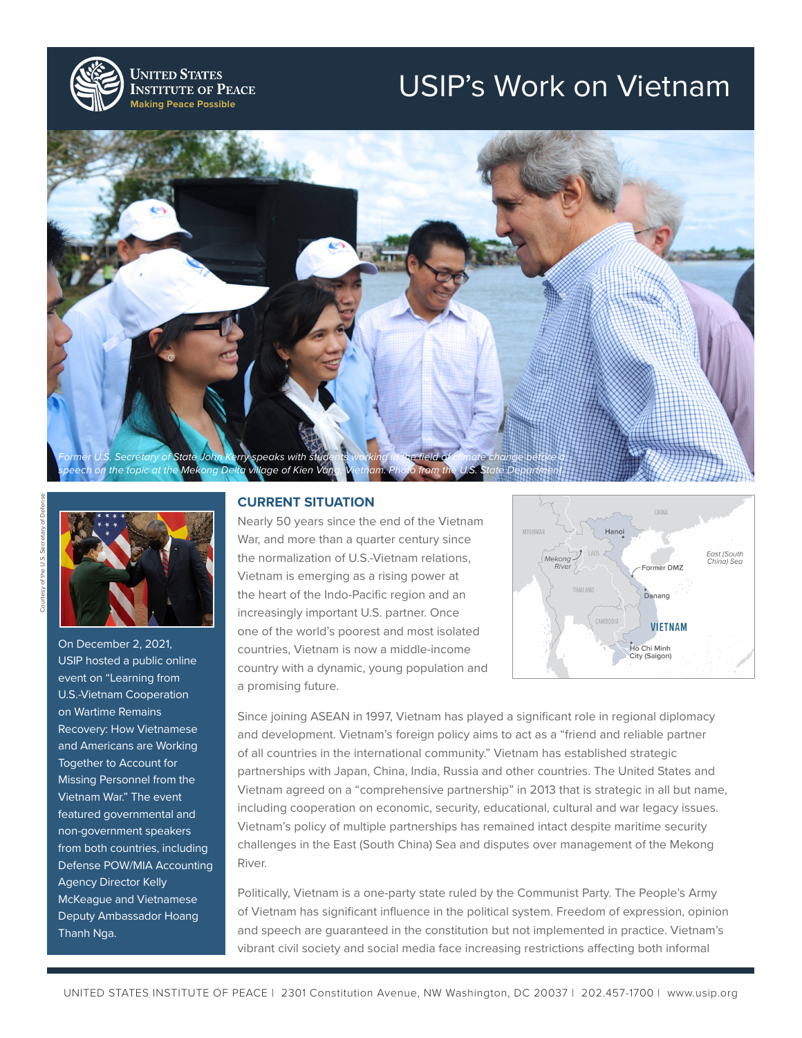# USIP's Work on Vietnam

United States Institute of Peace
Making Peace Possible

*Former U.S. Secretary of State John Kerry speaks with students working in the field of climate change before a speech on the topic at the Mekong Delta village of Kien Vang, Vietnam. Photo from the U.S. State Department.*

Courtesy of the U.S. Secretary of Defense

On December 2, 2021, USIP hosted a public online event on "Learning from U.S.-Vietnam Cooperation on Wartime Remains Recovery: How Vietnamese and Americans are Working Together to Account for Missing Personnel from the Vietnam War." The event featured governmental and non-government speakers from both countries, including Defense POW/MIA Accounting Agency Director Kelly McKeague and Vietnamese Deputy Ambassador Hoang Thanh Nga.

## CURRENT SITUATION

Nearly 50 years since the end of the Vietnam War, and more than a quarter century since the normalization of U.S.-Vietnam relations, Vietnam is emerging as a rising power at the heart of the Indo-Pacific region and an increasingly important U.S. partner. Once one of the world's poorest and most isolated countries, Vietnam is now a middle-income country with a dynamic, young population and a promising future.

Since joining ASEAN in 1997, Vietnam has played a significant role in regional diplomacy and development. Vietnam's foreign policy aims to act as a "friend and reliable partner of all countries in the international community." Vietnam has established strategic partnerships with Japan, China, India, Russia and other countries. The United States and Vietnam agreed on a "comprehensive partnership" in 2013 that is strategic in all but name, including cooperation on economic, security, educational, cultural and war legacy issues. Vietnam's policy of multiple partnerships has remained intact despite maritime security challenges in the East (South China) Sea and disputes over management of the Mekong River.

Politically, Vietnam is a one-party state ruled by the Communist Party. The People's Army of Vietnam has significant influence in the political system. Freedom of expression, opinion and speech are guaranteed in the constitution but not implemented in practice. Vietnam's vibrant civil society and social media face increasing restrictions affecting both informal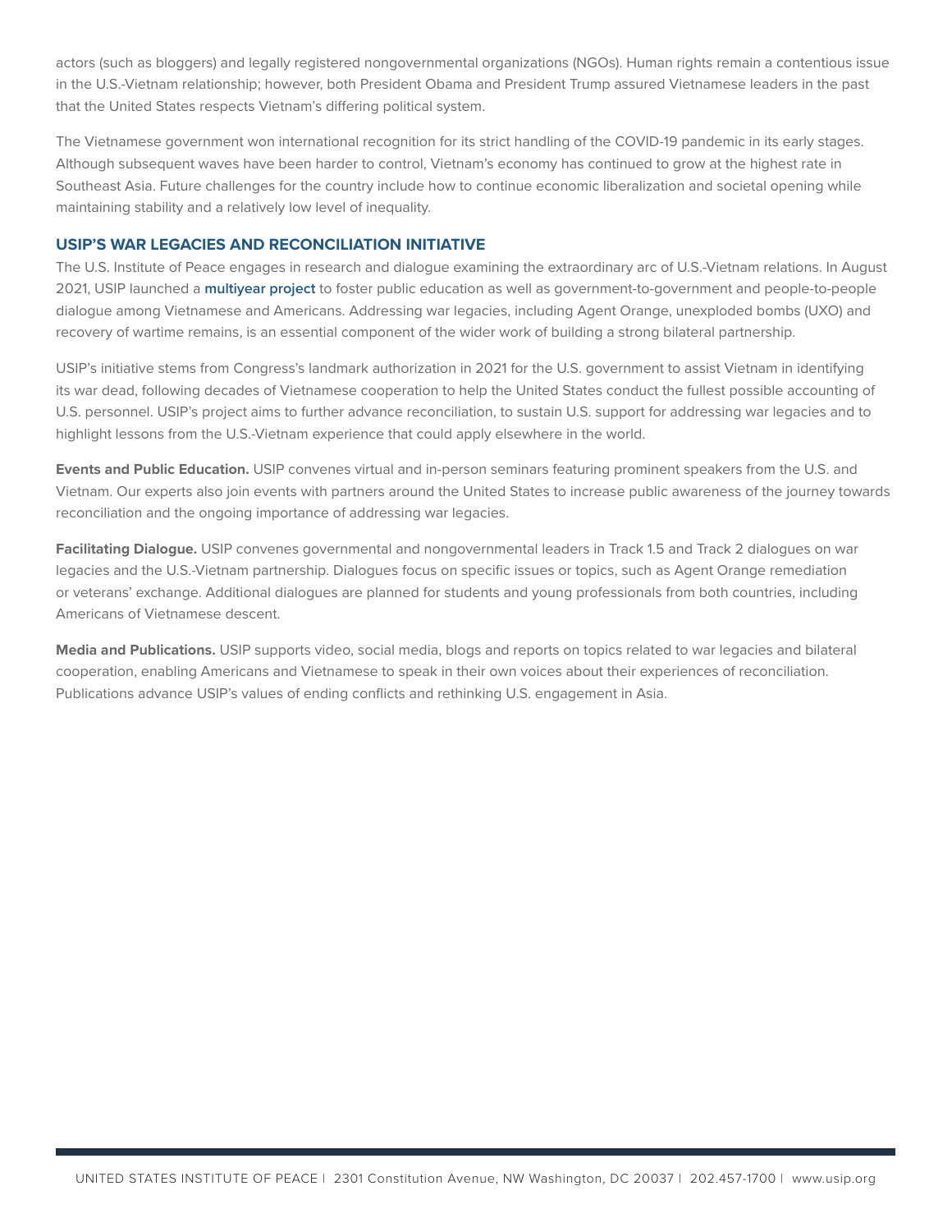actors (such as bloggers) and legally registered nongovernmental organizations (NGOs). Human rights remain a contentious issue in the U.S.-Vietnam relationship; however, both President Obama and President Trump assured Vietnamese leaders in the past that the United States respects Vietnam's differing political system.

The Vietnamese government won international recognition for its strict handling of the COVID-19 pandemic in its early stages. Although subsequent waves have been harder to control, Vietnam's economy has continued to grow at the highest rate in Southeast Asia. Future challenges for the country include how to continue economic liberalization and societal opening while maintaining stability and a relatively low level of inequality.

## USIP'S WAR LEGACIES AND RECONCILIATION INITIATIVE

The U.S. Institute of Peace engages in research and dialogue examining the extraordinary arc of U.S.-Vietnam relations. In August 2021, USIP launched a **multiyear project** to foster public education as well as government-to-government and people-to-people dialogue among Vietnamese and Americans. Addressing war legacies, including Agent Orange, unexploded bombs (UXO) and recovery of wartime remains, is an essential component of the wider work of building a strong bilateral partnership.

USIP's initiative stems from Congress's landmark authorization in 2021 for the U.S. government to assist Vietnam in identifying its war dead, following decades of Vietnamese cooperation to help the United States conduct the fullest possible accounting of U.S. personnel. USIP's project aims to further advance reconciliation, to sustain U.S. support for addressing war legacies and to highlight lessons from the U.S.-Vietnam experience that could apply elsewhere in the world.

**Events and Public Education.** USIP convenes virtual and in-person seminars featuring prominent speakers from the U.S. and Vietnam. Our experts also join events with partners around the United States to increase public awareness of the journey towards reconciliation and the ongoing importance of addressing war legacies.

**Facilitating Dialogue.** USIP convenes governmental and nongovernmental leaders in Track 1.5 and Track 2 dialogues on war legacies and the U.S.-Vietnam partnership. Dialogues focus on specific issues or topics, such as Agent Orange remediation or veterans' exchange. Additional dialogues are planned for students and young professionals from both countries, including Americans of Vietnamese descent.

**Media and Publications.** USIP supports video, social media, blogs and reports on topics related to war legacies and bilateral cooperation, enabling Americans and Vietnamese to speak in their own voices about their experiences of reconciliation. Publications advance USIP's values of ending conflicts and rethinking U.S. engagement in Asia.

UNITED STATES INSTITUTE OF PEACE | 2301 Constitution Avenue, NW Washington, DC 20037 | 202.457-1700 | www.usip.org